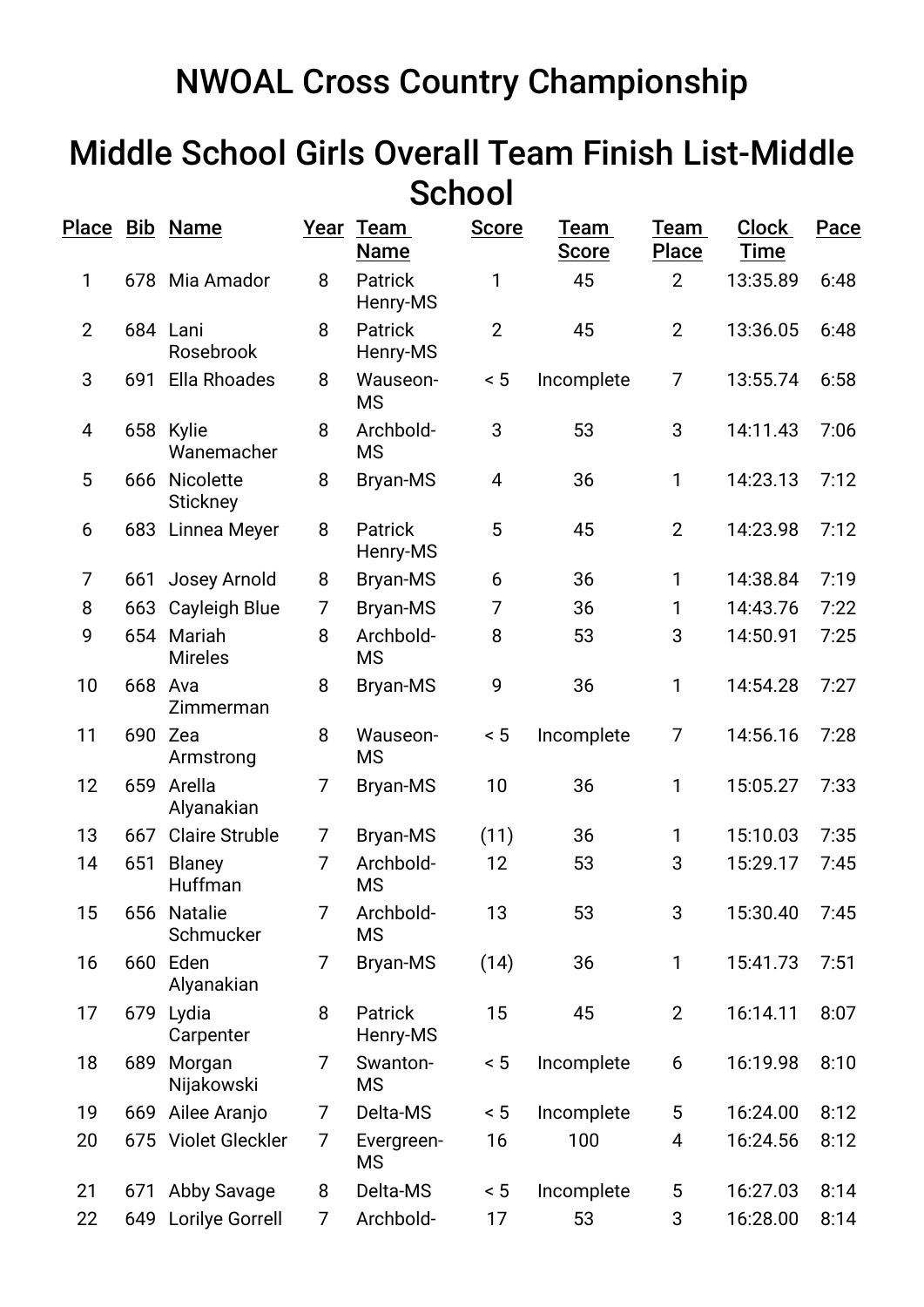# NWOAL Cross Country Championship

## Middle School Girls Overall Team Finish List-Middle School

| Place | Bib | Name | Year | Team Name | Score | Team Score | Team Place | Clock Time | Pace |
|---|---|---|---|---|---|---|---|---|---|
| 1 | 678 | Mia Amador | 8 | Patrick Henry-MS | 1 | 45 | 2 | 13:35.89 | 6:48 |
| 2 | 684 | Lani Rosebrook | 8 | Patrick Henry-MS | 2 | 45 | 2 | 13:36.05 | 6:48 |
| 3 | 691 | Ella Rhoades | 8 | Wauseon-MS | < 5 | Incomplete | 7 | 13:55.74 | 6:58 |
| 4 | 658 | Kylie Wanemacher | 8 | Archbold-MS | 3 | 53 | 3 | 14:11.43 | 7:06 |
| 5 | 666 | Nicolette Stickney | 8 | Bryan-MS | 4 | 36 | 1 | 14:23.13 | 7:12 |
| 6 | 683 | Linnea Meyer | 8 | Patrick Henry-MS | 5 | 45 | 2 | 14:23.98 | 7:12 |
| 7 | 661 | Josey Arnold | 8 | Bryan-MS | 6 | 36 | 1 | 14:38.84 | 7:19 |
| 8 | 663 | Cayleigh Blue | 7 | Bryan-MS | 7 | 36 | 1 | 14:43.76 | 7:22 |
| 9 | 654 | Mariah Mireles | 8 | Archbold-MS | 8 | 53 | 3 | 14:50.91 | 7:25 |
| 10 | 668 | Ava Zimmerman | 8 | Bryan-MS | 9 | 36 | 1 | 14:54.28 | 7:27 |
| 11 | 690 | Zea Armstrong | 8 | Wauseon-MS | < 5 | Incomplete | 7 | 14:56.16 | 7:28 |
| 12 | 659 | Arella Alyanakian | 7 | Bryan-MS | 10 | 36 | 1 | 15:05.27 | 7:33 |
| 13 | 667 | Claire Struble | 7 | Bryan-MS | (11) | 36 | 1 | 15:10.03 | 7:35 |
| 14 | 651 | Blaney Huffman | 7 | Archbold-MS | 12 | 53 | 3 | 15:29.17 | 7:45 |
| 15 | 656 | Natalie Schmucker | 7 | Archbold-MS | 13 | 53 | 3 | 15:30.40 | 7:45 |
| 16 | 660 | Eden Alyanakian | 7 | Bryan-MS | (14) | 36 | 1 | 15:41.73 | 7:51 |
| 17 | 679 | Lydia Carpenter | 8 | Patrick Henry-MS | 15 | 45 | 2 | 16:14.11 | 8:07 |
| 18 | 689 | Morgan Nijakowski | 7 | Swanton-MS | < 5 | Incomplete | 6 | 16:19.98 | 8:10 |
| 19 | 669 | Ailee Aranjo | 7 | Delta-MS | < 5 | Incomplete | 5 | 16:24.00 | 8:12 |
| 20 | 675 | Violet Gleckler | 7 | Evergreen-MS | 16 | 100 | 4 | 16:24.56 | 8:12 |
| 21 | 671 | Abby Savage | 8 | Delta-MS | < 5 | Incomplete | 5 | 16:27.03 | 8:14 |
| 22 | 649 | Lorilye Gorrell | 7 | Archbold- | 17 | 53 | 3 | 16:28.00 | 8:14 |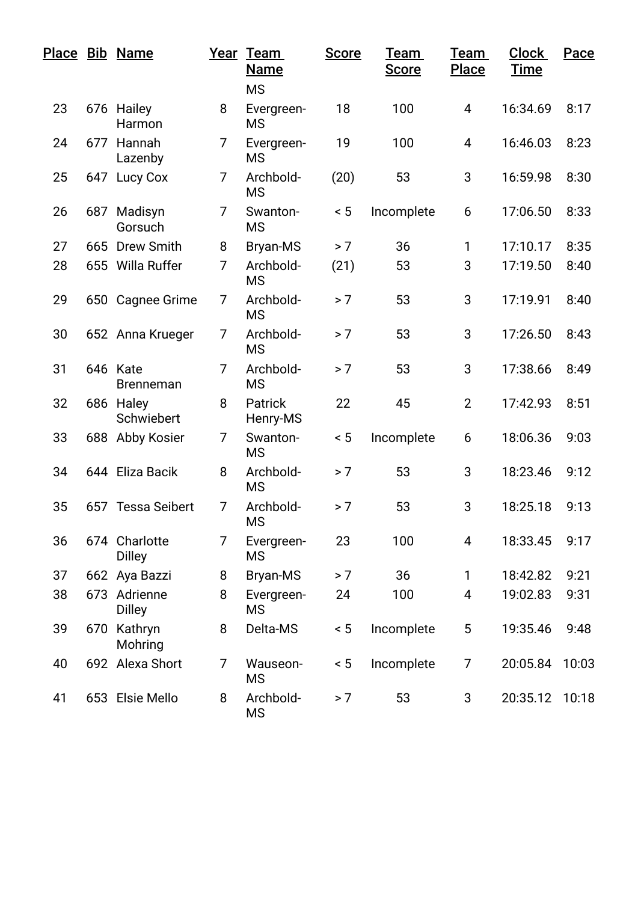| Place | Bib | Name | Year | Team Name | Score | Team Score | Team Place | Clock Time | Pace |
|---|---|---|---|---|---|---|---|---|---|
| | | | | MS | | | | | |
| 23 | 676 | Hailey Harmon | 8 | Evergreen-MS | 18 | 100 | 4 | 16:34.69 | 8:17 |
| 24 | 677 | Hannah Lazenby | 7 | Evergreen-MS | 19 | 100 | 4 | 16:46.03 | 8:23 |
| 25 | 647 | Lucy Cox | 7 | Archbold-MS | (20) | 53 | 3 | 16:59.98 | 8:30 |
| 26 | 687 | Madisyn Gorsuch | 7 | Swanton-MS | < 5 | Incomplete | 6 | 17:06.50 | 8:33 |
| 27 | 665 | Drew Smith | 8 | Bryan-MS | > 7 | 36 | 1 | 17:10.17 | 8:35 |
| 28 | 655 | Willa Ruffer | 7 | Archbold-MS | (21) | 53 | 3 | 17:19.50 | 8:40 |
| 29 | 650 | Cagnee Grime | 7 | Archbold-MS | > 7 | 53 | 3 | 17:19.91 | 8:40 |
| 30 | 652 | Anna Krueger | 7 | Archbold-MS | > 7 | 53 | 3 | 17:26.50 | 8:43 |
| 31 | 646 | Kate Brenneman | 7 | Archbold-MS | > 7 | 53 | 3 | 17:38.66 | 8:49 |
| 32 | 686 | Haley Schwiebert | 8 | Patrick Henry-MS | 22 | 45 | 2 | 17:42.93 | 8:51 |
| 33 | 688 | Abby Kosier | 7 | Swanton-MS | < 5 | Incomplete | 6 | 18:06.36 | 9:03 |
| 34 | 644 | Eliza Bacik | 8 | Archbold-MS | > 7 | 53 | 3 | 18:23.46 | 9:12 |
| 35 | 657 | Tessa Seibert | 7 | Archbold-MS | > 7 | 53 | 3 | 18:25.18 | 9:13 |
| 36 | 674 | Charlotte Dilley | 7 | Evergreen-MS | 23 | 100 | 4 | 18:33.45 | 9:17 |
| 37 | 662 | Aya Bazzi | 8 | Bryan-MS | > 7 | 36 | 1 | 18:42.82 | 9:21 |
| 38 | 673 | Adrienne Dilley | 8 | Evergreen-MS | 24 | 100 | 4 | 19:02.83 | 9:31 |
| 39 | 670 | Kathryn Mohring | 8 | Delta-MS | < 5 | Incomplete | 5 | 19:35.46 | 9:48 |
| 40 | 692 | Alexa Short | 7 | Wauseon-MS | < 5 | Incomplete | 7 | 20:05.84 | 10:03 |
| 41 | 653 | Elsie Mello | 8 | Archbold-MS | > 7 | 53 | 3 | 20:35.12 | 10:18 |